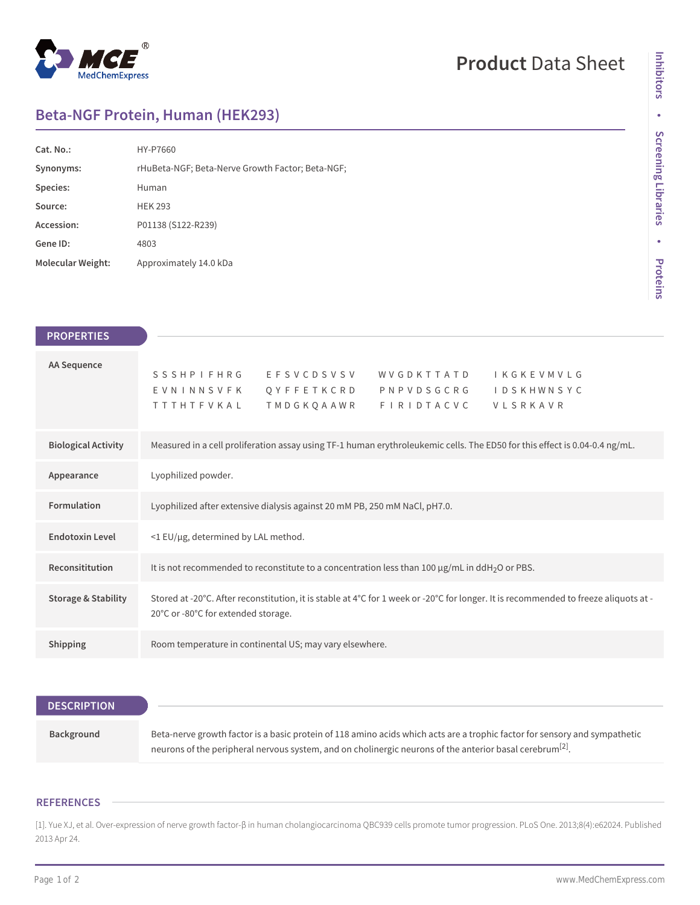# Product Data Sheet

## Beta-NGF Protein, Human (HEK293)

| | |
|---|---|
| **Cat. No.:** | HY-P7660 |
| **Synonyms:** | rHuBeta-NGF; Beta-Nerve Growth Factor; Beta-NGF; |
| **Species:** | Human |
| **Source:** | HEK 293 |
| **Accession:** | P01138 (S122-R239) |
| **Gene ID:** | 4803 |
| **Molecular Weight:** | Approximately 14.0 kDa |

## PROPERTIES

| | |
|---|---|
| **AA Sequence** | S S S H P I F H R G &nbsp; E F S V C D S V S V &nbsp; W V G D K T T A T D &nbsp; I K G K E V M V L G<br>E V N I N N S V F K &nbsp; Q Y F F E T K C R D &nbsp; P N P V D S G C R G &nbsp; I D S K H W N S Y C<br>T T T H T F V K A L &nbsp; T M D G K Q A A W R &nbsp; F I R I D T A C V C &nbsp; V L S R K A V R |
| **Biological Activity** | Measured in a cell proliferation assay using TF-1 human erythroleukemic cells. The ED50 for this effect is 0.04-0.4 ng/mL. |
| **Appearance** | Lyophilized powder. |
| **Formulation** | Lyophilized after extensive dialysis against 20 mM PB, 250 mM NaCl, pH7.0. |
| **Endotoxin Level** | <1 EU/μg, determined by LAL method. |
| **Reconsititution** | It is not recommended to reconstitute to a concentration less than 100 μg/mL in $ddH_2O$ or PBS. |
| **Storage & Stability** | Stored at -20°C. After reconstitution, it is stable at 4°C for 1 week or -20°C for longer. It is recommended to freeze aliquots at -20°C or -80°C for extended storage. |
| **Shipping** | Room temperature in continental US; may vary elsewhere. |

## DESCRIPTION

| | |
|---|---|
| **Background** | Beta-nerve growth factor is a basic protein of 118 amino acids which acts are a trophic factor for sensory and sympathetic neurons of the peripheral nervous system, and on cholinergic neurons of the anterior basal cerebrum[2]. |

## REFERENCES

[1]. Yue XJ, et al. Over-expression of nerve growth factor-β in human cholangiocarcinoma QBC939 cells promote tumor progression. PLoS One. 2013;8(4):e62024. Published 2013 Apr 24.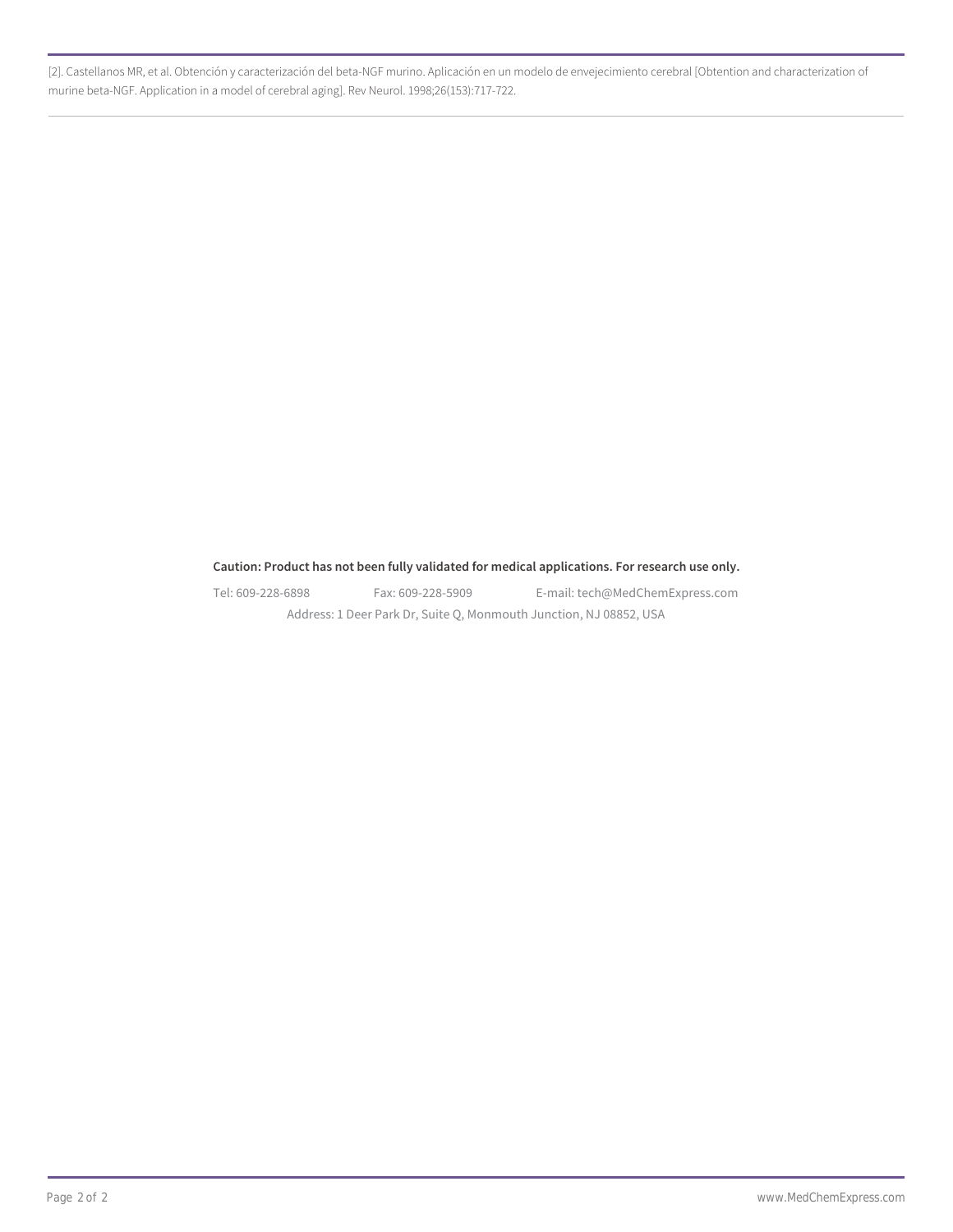[2]. Castellanos MR, et al. Obtención y caracterización del beta-NGF murino. Aplicación en un modelo de envejecimiento cerebral [Obtention and characterization of murine beta-NGF. Application in a model of cerebral aging]. Rev Neurol. 1998;26(153):717-722.

**Caution: Product has not been fully validated for medical applications. For research use only.**

Tel: 609-228-6898 Fax: 609-228-5909 E-mail: tech@MedChemExpress.com

Address: 1 Deer Park Dr, Suite Q, Monmouth Junction, NJ 08852, USA